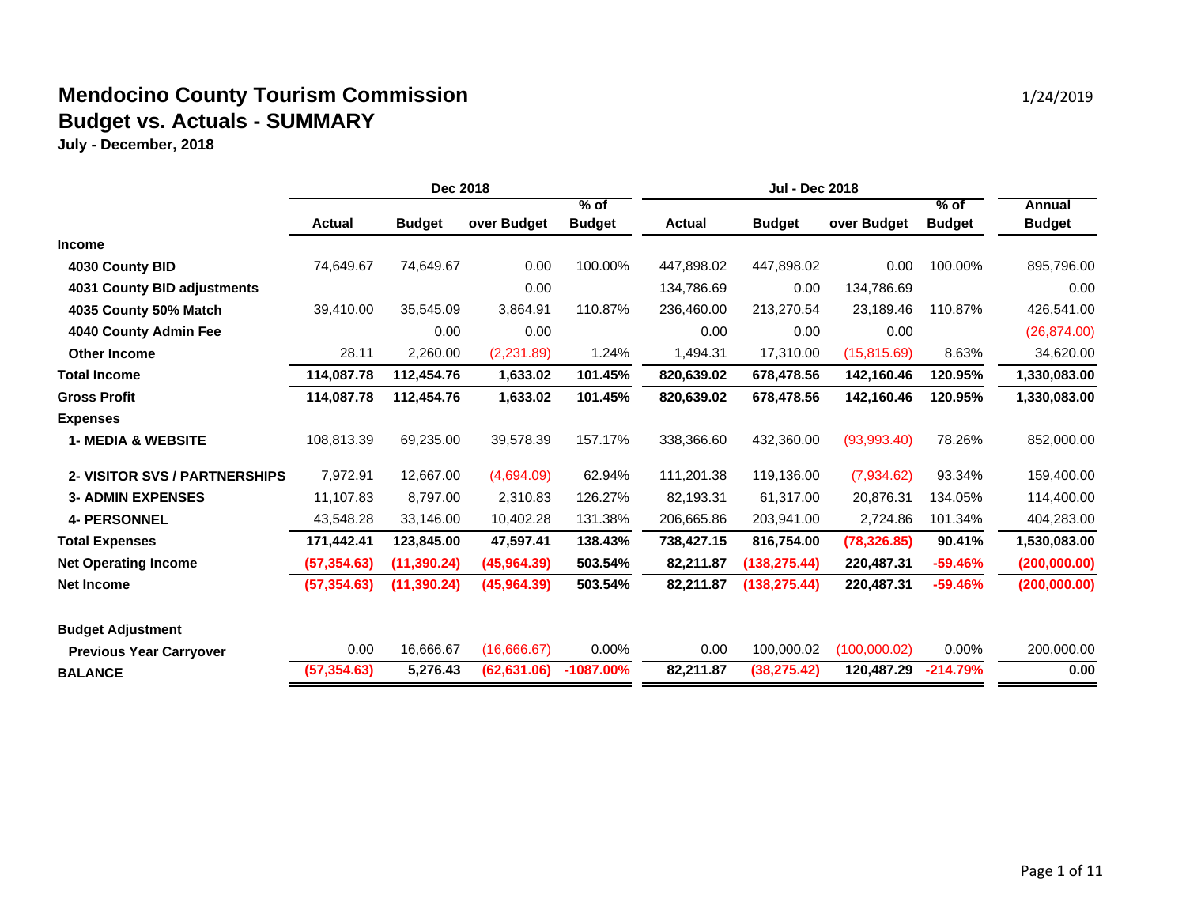# Mendocino County Tourism Commission

1/24/2019

## Budget vs. Actuals - SUMMARY

**July - December, 2018**

| | Dec 2018 | | | | Jul - Dec 2018 | | | | |
|---|---|---|---|---|---|---|---|---|---|
| | Actual | Budget | over Budget | % of Budget | Actual | Budget | over Budget | % of Budget | Annual Budget |
| **Income** | | | | | | | | | |
| **4030 County BID** | 74,649.67 | 74,649.67 | 0.00 | 100.00% | 447,898.02 | 447,898.02 | 0.00 | 100.00% | 895,796.00 |
| **4031 County BID adjustments** | | | 0.00 | | 134,786.69 | 0.00 | 134,786.69 | | 0.00 |
| **4035 County 50% Match** | 39,410.00 | 35,545.09 | 3,864.91 | 110.87% | 236,460.00 | 213,270.54 | 23,189.46 | 110.87% | 426,541.00 |
| **4040 County Admin Fee** | | 0.00 | 0.00 | | 0.00 | 0.00 | 0.00 | | (26,874.00) |
| **Other Income** | 28.11 | 2,260.00 | (2,231.89) | 1.24% | 1,494.31 | 17,310.00 | (15,815.69) | 8.63% | 34,620.00 |
| **Total Income** | **114,087.78** | **112,454.76** | **1,633.02** | **101.45%** | **820,639.02** | **678,478.56** | **142,160.46** | **120.95%** | **1,330,083.00** |
| **Gross Profit** | **114,087.78** | **112,454.76** | **1,633.02** | **101.45%** | **820,639.02** | **678,478.56** | **142,160.46** | **120.95%** | **1,330,083.00** |
| **Expenses** | | | | | | | | | |
| **1- MEDIA & WEBSITE** | 108,813.39 | 69,235.00 | 39,578.39 | 157.17% | 338,366.60 | 432,360.00 | (93,993.40) | 78.26% | 852,000.00 |
| **2- VISITOR SVS / PARTNERSHIPS** | 7,972.91 | 12,667.00 | (4,694.09) | 62.94% | 111,201.38 | 119,136.00 | (7,934.62) | 93.34% | 159,400.00 |
| **3- ADMIN EXPENSES** | 11,107.83 | 8,797.00 | 2,310.83 | 126.27% | 82,193.31 | 61,317.00 | 20,876.31 | 134.05% | 114,400.00 |
| **4- PERSONNEL** | 43,548.28 | 33,146.00 | 10,402.28 | 131.38% | 206,665.86 | 203,941.00 | 2,724.86 | 101.34% | 404,283.00 |
| **Total Expenses** | **171,442.41** | **123,845.00** | **47,597.41** | **138.43%** | **738,427.15** | **816,754.00** | **(78,326.85)** | **90.41%** | **1,530,083.00** |
| **Net Operating Income** | **(57,354.63)** | **(11,390.24)** | **(45,964.39)** | **503.54%** | **82,211.87** | **(138,275.44)** | **220,487.31** | **-59.46%** | **(200,000.00)** |
| **Net Income** | **(57,354.63)** | **(11,390.24)** | **(45,964.39)** | **503.54%** | **82,211.87** | **(138,275.44)** | **220,487.31** | **-59.46%** | **(200,000.00)** |
| **Budget Adjustment** | | | | | | | | | |
| **Previous Year Carryover** | 0.00 | 16,666.67 | (16,666.67) | 0.00% | 0.00 | 100,000.02 | (100,000.02) | 0.00% | 200,000.00 |
| **BALANCE** | **(57,354.63)** | **5,276.43** | **(62,631.06)** | **-1087.00%** | **82,211.87** | **(38,275.42)** | **120,487.29** | **-214.79%** | **0.00** |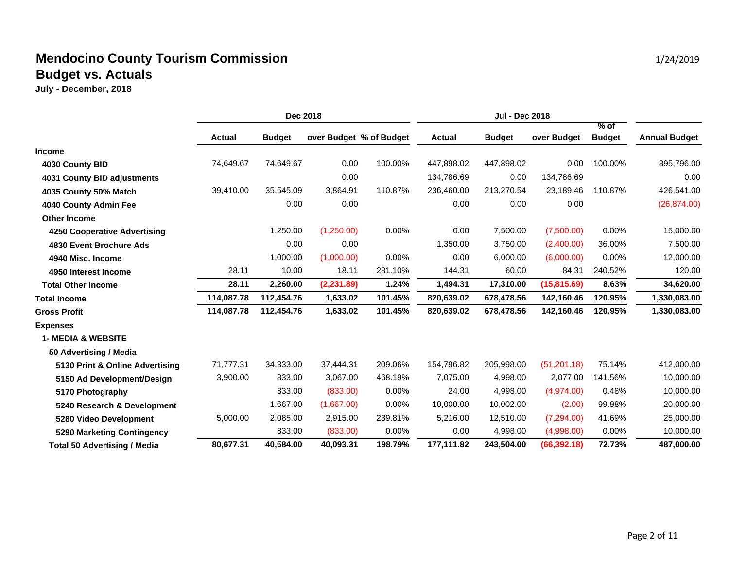# Mendocino County Tourism Commission

## Budget vs. Actuals

**July - December, 2018**

1/24/2019

| | Dec 2018 | | | | Jul - Dec 2018 | | | | |
|---|---|---|---|---|---|---|---|---|---|
| | **Actual** | **Budget** | **over Budget** | **% of Budget** | **Actual** | **Budget** | **over Budget** | **% of Budget** | **Annual Budget** |
| **Income** | | | | | | | | | |
| **4030 County BID** | 74,649.67 | 74,649.67 | 0.00 | 100.00% | 447,898.02 | 447,898.02 | 0.00 | 100.00% | 895,796.00 |
| **4031 County BID adjustments** | | | 0.00 | | 134,786.69 | 0.00 | 134,786.69 | | 0.00 |
| **4035 County 50% Match** | 39,410.00 | 35,545.09 | 3,864.91 | 110.87% | 236,460.00 | 213,270.54 | 23,189.46 | 110.87% | 426,541.00 |
| **4040 County Admin Fee** | | 0.00 | 0.00 | | 0.00 | 0.00 | 0.00 | | (26,874.00) |
| **Other Income** | | | | | | | | | |
| **4250 Cooperative Advertising** | | 1,250.00 | (1,250.00) | 0.00% | 0.00 | 7,500.00 | (7,500.00) | 0.00% | 15,000.00 |
| **4830 Event Brochure Ads** | | 0.00 | 0.00 | | 1,350.00 | 3,750.00 | (2,400.00) | 36.00% | 7,500.00 |
| **4940 Misc. Income** | | 1,000.00 | (1,000.00) | 0.00% | 0.00 | 6,000.00 | (6,000.00) | 0.00% | 12,000.00 |
| **4950 Interest Income** | 28.11 | 10.00 | 18.11 | 281.10% | 144.31 | 60.00 | 84.31 | 240.52% | 120.00 |
| **Total Other Income** | **28.11** | **2,260.00** | **(2,231.89)** | **1.24%** | **1,494.31** | **17,310.00** | **(15,815.69)** | **8.63%** | **34,620.00** |
| **Total Income** | **114,087.78** | **112,454.76** | **1,633.02** | **101.45%** | **820,639.02** | **678,478.56** | **142,160.46** | **120.95%** | **1,330,083.00** |
| **Gross Profit** | **114,087.78** | **112,454.76** | **1,633.02** | **101.45%** | **820,639.02** | **678,478.56** | **142,160.46** | **120.95%** | **1,330,083.00** |
| **Expenses** | | | | | | | | | |
| **1- MEDIA & WEBSITE** | | | | | | | | | |
| **50 Advertising / Media** | | | | | | | | | |
| **5130 Print & Online Advertising** | 71,777.31 | 34,333.00 | 37,444.31 | 209.06% | 154,796.82 | 205,998.00 | (51,201.18) | 75.14% | 412,000.00 |
| **5150 Ad Development/Design** | 3,900.00 | 833.00 | 3,067.00 | 468.19% | 7,075.00 | 4,998.00 | 2,077.00 | 141.56% | 10,000.00 |
| **5170 Photography** | | 833.00 | (833.00) | 0.00% | 24.00 | 4,998.00 | (4,974.00) | 0.48% | 10,000.00 |
| **5240 Research & Development** | | 1,667.00 | (1,667.00) | 0.00% | 10,000.00 | 10,002.00 | (2.00) | 99.98% | 20,000.00 |
| **5280 Video Development** | 5,000.00 | 2,085.00 | 2,915.00 | 239.81% | 5,216.00 | 12,510.00 | (7,294.00) | 41.69% | 25,000.00 |
| **5290 Marketing Contingency** | | 833.00 | (833.00) | 0.00% | 0.00 | 4,998.00 | (4,998.00) | 0.00% | 10,000.00 |
| **Total 50 Advertising / Media** | **80,677.31** | **40,584.00** | **40,093.31** | **198.79%** | **177,111.82** | **243,504.00** | **(66,392.18)** | **72.73%** | **487,000.00** |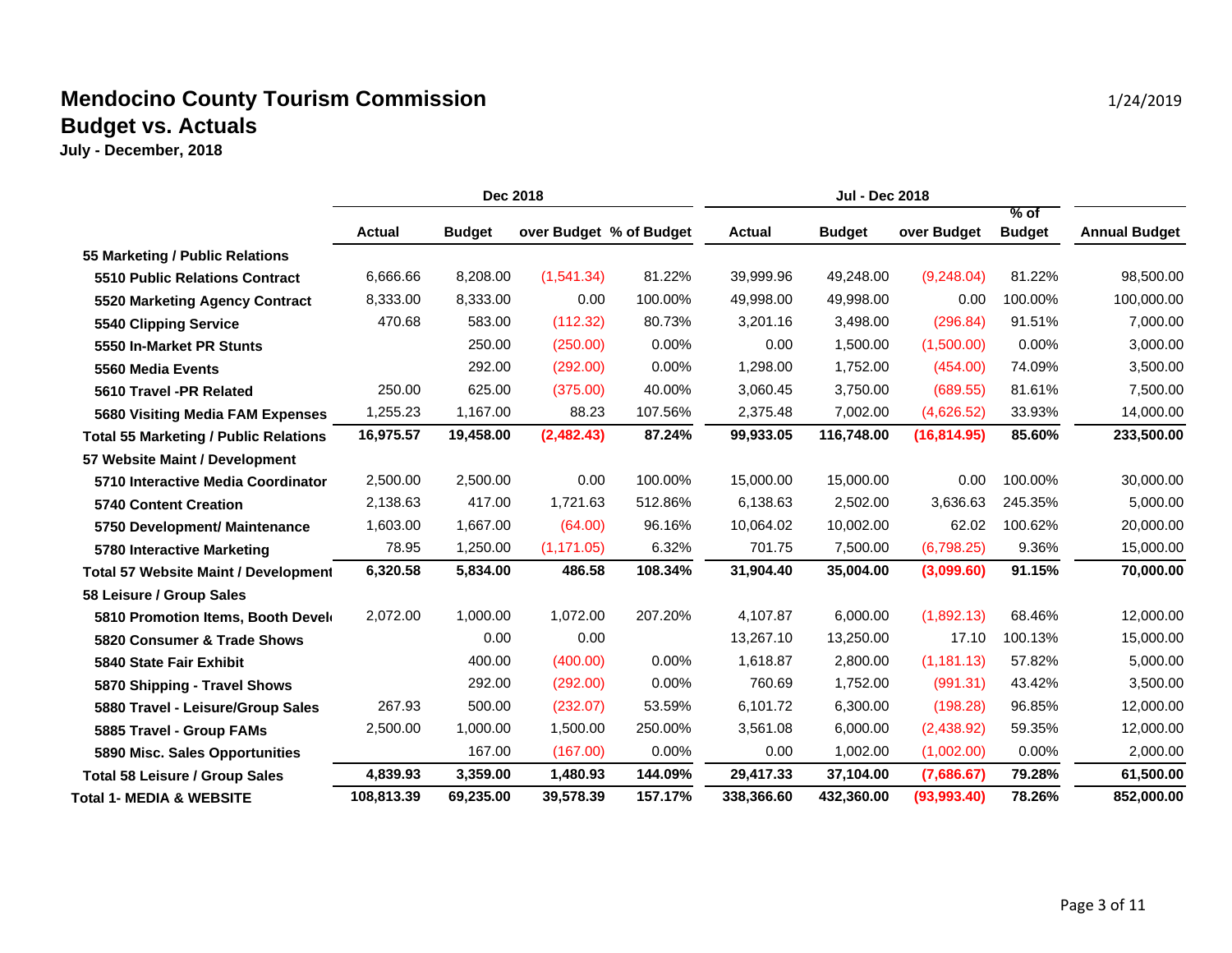# Mendocino County Tourism Commission

## Budget vs. Actuals

**July - December, 2018**

1/24/2019

| | Dec 2018 | | | | Jul - Dec 2018 | | | | |
|---|---|---|---|---|---|---|---|---|---|
| | Actual | Budget | over Budget | % of Budget | Actual | Budget | over Budget | % of Budget | Annual Budget |
| **55 Marketing / Public Relations** | | | | | | | | | |
| **5510 Public Relations Contract** | 6,666.66 | 8,208.00 | (1,541.34) | 81.22% | 39,999.96 | 49,248.00 | (9,248.04) | 81.22% | 98,500.00 |
| **5520 Marketing Agency Contract** | 8,333.00 | 8,333.00 | 0.00 | 100.00% | 49,998.00 | 49,998.00 | 0.00 | 100.00% | 100,000.00 |
| **5540 Clipping Service** | 470.68 | 583.00 | (112.32) | 80.73% | 3,201.16 | 3,498.00 | (296.84) | 91.51% | 7,000.00 |
| **5550 In-Market PR Stunts** | | 250.00 | (250.00) | 0.00% | 0.00 | 1,500.00 | (1,500.00) | 0.00% | 3,000.00 |
| **5560 Media Events** | | 292.00 | (292.00) | 0.00% | 1,298.00 | 1,752.00 | (454.00) | 74.09% | 3,500.00 |
| **5610 Travel -PR Related** | 250.00 | 625.00 | (375.00) | 40.00% | 3,060.45 | 3,750.00 | (689.55) | 81.61% | 7,500.00 |
| **5680 Visiting Media FAM Expenses** | 1,255.23 | 1,167.00 | 88.23 | 107.56% | 2,375.48 | 7,002.00 | (4,626.52) | 33.93% | 14,000.00 |
| **Total 55 Marketing / Public Relations** | **16,975.57** | **19,458.00** | **(2,482.43)** | **87.24%** | **99,933.05** | **116,748.00** | **(16,814.95)** | **85.60%** | **233,500.00** |
| **57 Website Maint / Development** | | | | | | | | | |
| **5710 Interactive Media Coordinator** | 2,500.00 | 2,500.00 | 0.00 | 100.00% | 15,000.00 | 15,000.00 | 0.00 | 100.00% | 30,000.00 |
| **5740 Content Creation** | 2,138.63 | 417.00 | 1,721.63 | 512.86% | 6,138.63 | 2,502.00 | 3,636.63 | 245.35% | 5,000.00 |
| **5750 Development/ Maintenance** | 1,603.00 | 1,667.00 | (64.00) | 96.16% | 10,064.02 | 10,002.00 | 62.02 | 100.62% | 20,000.00 |
| **5780 Interactive Marketing** | 78.95 | 1,250.00 | (1,171.05) | 6.32% | 701.75 | 7,500.00 | (6,798.25) | 9.36% | 15,000.00 |
| **Total 57 Website Maint / Development** | **6,320.58** | **5,834.00** | **486.58** | **108.34%** | **31,904.40** | **35,004.00** | **(3,099.60)** | **91.15%** | **70,000.00** |
| **58 Leisure / Group Sales** | | | | | | | | | |
| **5810 Promotion Items, Booth Devel** | 2,072.00 | 1,000.00 | 1,072.00 | 207.20% | 4,107.87 | 6,000.00 | (1,892.13) | 68.46% | 12,000.00 |
| **5820 Consumer & Trade Shows** | | 0.00 | 0.00 | | 13,267.10 | 13,250.00 | 17.10 | 100.13% | 15,000.00 |
| **5840 State Fair Exhibit** | | 400.00 | (400.00) | 0.00% | 1,618.87 | 2,800.00 | (1,181.13) | 57.82% | 5,000.00 |
| **5870 Shipping - Travel Shows** | | 292.00 | (292.00) | 0.00% | 760.69 | 1,752.00 | (991.31) | 43.42% | 3,500.00 |
| **5880 Travel - Leisure/Group Sales** | 267.93 | 500.00 | (232.07) | 53.59% | 6,101.72 | 6,300.00 | (198.28) | 96.85% | 12,000.00 |
| **5885 Travel - Group FAMs** | 2,500.00 | 1,000.00 | 1,500.00 | 250.00% | 3,561.08 | 6,000.00 | (2,438.92) | 59.35% | 12,000.00 |
| **5890 Misc. Sales Opportunities** | | 167.00 | (167.00) | 0.00% | 0.00 | 1,002.00 | (1,002.00) | 0.00% | 2,000.00 |
| **Total 58 Leisure / Group Sales** | **4,839.93** | **3,359.00** | **1,480.93** | **144.09%** | **29,417.33** | **37,104.00** | **(7,686.67)** | **79.28%** | **61,500.00** |
| **Total 1- MEDIA & WEBSITE** | **108,813.39** | **69,235.00** | **39,578.39** | **157.17%** | **338,366.60** | **432,360.00** | **(93,993.40)** | **78.26%** | **852,000.00** |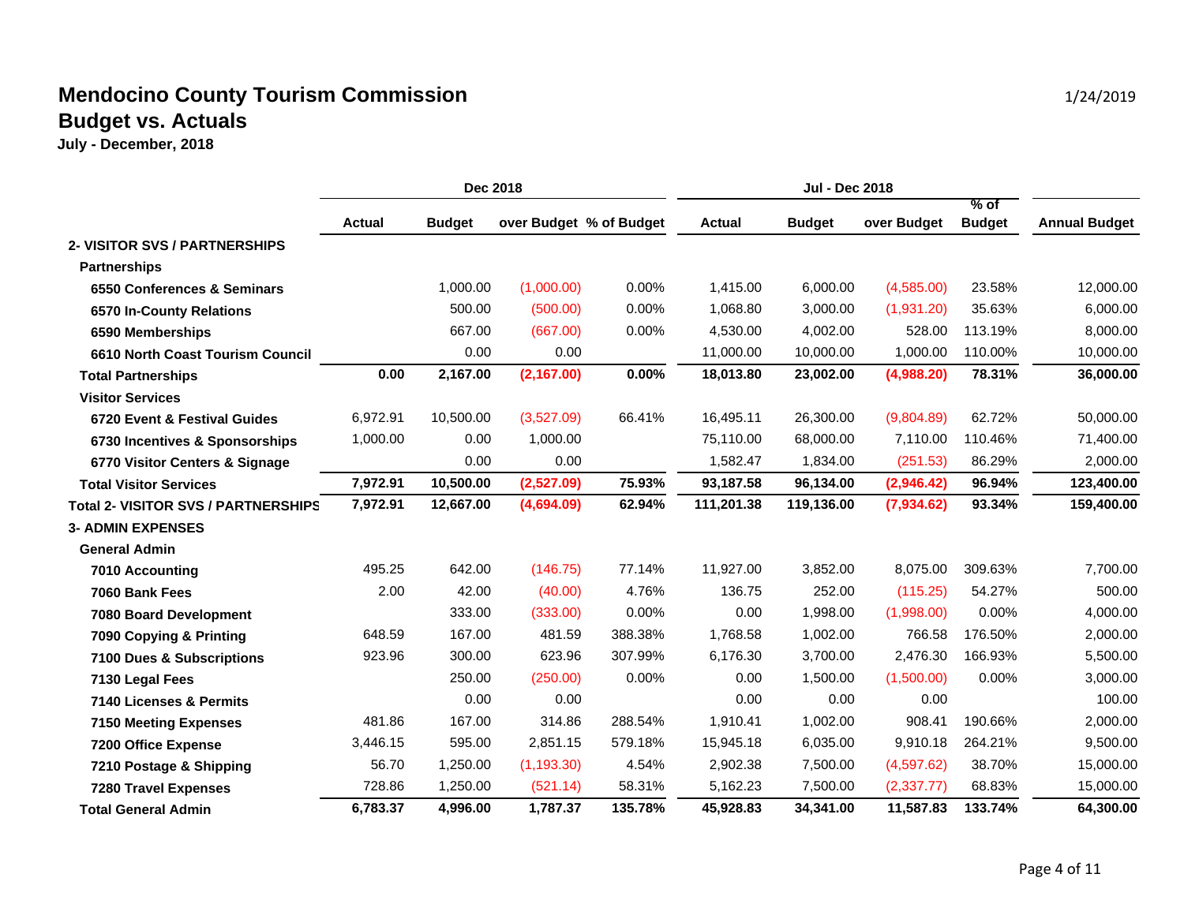# Mendocino County Tourism Commission

## Budget vs. Actuals

**July - December, 2018**

1/24/2019

| | Dec 2018 | | | | Jul - Dec 2018 | | | | |
|---|---|---|---|---|---|---|---|---|---|
| | **Actual** | **Budget** | **over Budget** | **% of Budget** | **Actual** | **Budget** | **over Budget** | **% of Budget** | **Annual Budget** |
| **2- VISITOR SVS / PARTNERSHIPS** | | | | | | | | | |
| **Partnerships** | | | | | | | | | |
| **6550 Conferences & Seminars** | | 1,000.00 | (1,000.00) | 0.00% | 1,415.00 | 6,000.00 | (4,585.00) | 23.58% | 12,000.00 |
| **6570 In-County Relations** | | 500.00 | (500.00) | 0.00% | 1,068.80 | 3,000.00 | (1,931.20) | 35.63% | 6,000.00 |
| **6590 Memberships** | | 667.00 | (667.00) | 0.00% | 4,530.00 | 4,002.00 | 528.00 | 113.19% | 8,000.00 |
| **6610 North Coast Tourism Council** | | 0.00 | 0.00 | | 11,000.00 | 10,000.00 | 1,000.00 | 110.00% | 10,000.00 |
| **Total Partnerships** | **0.00** | **2,167.00** | **(2,167.00)** | **0.00%** | **18,013.80** | **23,002.00** | **(4,988.20)** | **78.31%** | **36,000.00** |
| **Visitor Services** | | | | | | | | | |
| **6720 Event & Festival Guides** | 6,972.91 | 10,500.00 | (3,527.09) | 66.41% | 16,495.11 | 26,300.00 | (9,804.89) | 62.72% | 50,000.00 |
| **6730 Incentives & Sponsorships** | 1,000.00 | 0.00 | 1,000.00 | | 75,110.00 | 68,000.00 | 7,110.00 | 110.46% | 71,400.00 |
| **6770 Visitor Centers & Signage** | | 0.00 | 0.00 | | 1,582.47 | 1,834.00 | (251.53) | 86.29% | 2,000.00 |
| **Total Visitor Services** | **7,972.91** | **10,500.00** | **(2,527.09)** | **75.93%** | **93,187.58** | **96,134.00** | **(2,946.42)** | **96.94%** | **123,400.00** |
| **Total 2- VISITOR SVS / PARTNERSHIPS** | **7,972.91** | **12,667.00** | **(4,694.09)** | **62.94%** | **111,201.38** | **119,136.00** | **(7,934.62)** | **93.34%** | **159,400.00** |
| **3- ADMIN EXPENSES** | | | | | | | | | |
| **General Admin** | | | | | | | | | |
| **7010 Accounting** | 495.25 | 642.00 | (146.75) | 77.14% | 11,927.00 | 3,852.00 | 8,075.00 | 309.63% | 7,700.00 |
| **7060 Bank Fees** | 2.00 | 42.00 | (40.00) | 4.76% | 136.75 | 252.00 | (115.25) | 54.27% | 500.00 |
| **7080 Board Development** | | 333.00 | (333.00) | 0.00% | 0.00 | 1,998.00 | (1,998.00) | 0.00% | 4,000.00 |
| **7090 Copying & Printing** | 648.59 | 167.00 | 481.59 | 388.38% | 1,768.58 | 1,002.00 | 766.58 | 176.50% | 2,000.00 |
| **7100 Dues & Subscriptions** | 923.96 | 300.00 | 623.96 | 307.99% | 6,176.30 | 3,700.00 | 2,476.30 | 166.93% | 5,500.00 |
| **7130 Legal Fees** | | 250.00 | (250.00) | 0.00% | 0.00 | 1,500.00 | (1,500.00) | 0.00% | 3,000.00 |
| **7140 Licenses & Permits** | | 0.00 | 0.00 | | 0.00 | 0.00 | 0.00 | | 100.00 |
| **7150 Meeting Expenses** | 481.86 | 167.00 | 314.86 | 288.54% | 1,910.41 | 1,002.00 | 908.41 | 190.66% | 2,000.00 |
| **7200 Office Expense** | 3,446.15 | 595.00 | 2,851.15 | 579.18% | 15,945.18 | 6,035.00 | 9,910.18 | 264.21% | 9,500.00 |
| **7210 Postage & Shipping** | 56.70 | 1,250.00 | (1,193.30) | 4.54% | 2,902.38 | 7,500.00 | (4,597.62) | 38.70% | 15,000.00 |
| **7280 Travel Expenses** | 728.86 | 1,250.00 | (521.14) | 58.31% | 5,162.23 | 7,500.00 | (2,337.77) | 68.83% | 15,000.00 |
| **Total General Admin** | **6,783.37** | **4,996.00** | **1,787.37** | **135.78%** | **45,928.83** | **34,341.00** | **11,587.83** | **133.74%** | **64,300.00** |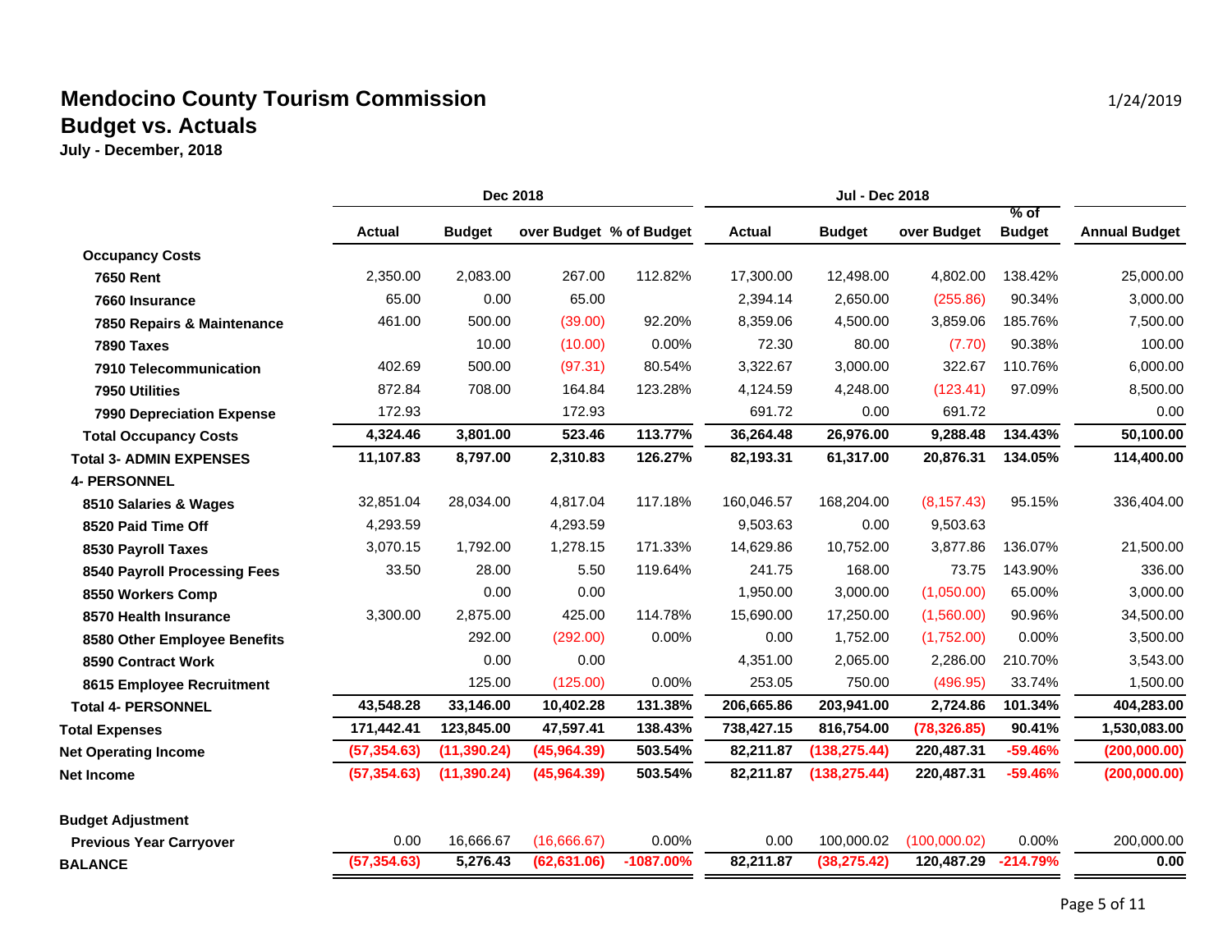# Mendocino County Tourism Commission

## Budget vs. Actuals

**July - December, 2018**

1/24/2019

| | Dec 2018 | | | | Jul - Dec 2018 | | | | |
|---|---|---|---|---|---|---|---|---|---|
| | **Actual** | **Budget** | **over Budget** | **% of Budget** | **Actual** | **Budget** | **over Budget** | **% of Budget** | **Annual Budget** |
| **Occupancy Costs** | | | | | | | | | |
| **7650 Rent** | 2,350.00 | 2,083.00 | 267.00 | 112.82% | 17,300.00 | 12,498.00 | 4,802.00 | 138.42% | 25,000.00 |
| **7660 Insurance** | 65.00 | 0.00 | 65.00 | | 2,394.14 | 2,650.00 | (255.86) | 90.34% | 3,000.00 |
| **7850 Repairs & Maintenance** | 461.00 | 500.00 | (39.00) | 92.20% | 8,359.06 | 4,500.00 | 3,859.06 | 185.76% | 7,500.00 |
| **7890 Taxes** | | 10.00 | (10.00) | 0.00% | 72.30 | 80.00 | (7.70) | 90.38% | 100.00 |
| **7910 Telecommunication** | 402.69 | 500.00 | (97.31) | 80.54% | 3,322.67 | 3,000.00 | 322.67 | 110.76% | 6,000.00 |
| **7950 Utilities** | 872.84 | 708.00 | 164.84 | 123.28% | 4,124.59 | 4,248.00 | (123.41) | 97.09% | 8,500.00 |
| **7990 Depreciation Expense** | 172.93 | | 172.93 | | 691.72 | 0.00 | 691.72 | | 0.00 |
| **Total Occupancy Costs** | **4,324.46** | **3,801.00** | **523.46** | **113.77%** | **36,264.48** | **26,976.00** | **9,288.48** | **134.43%** | **50,100.00** |
| **Total 3- ADMIN EXPENSES** | **11,107.83** | **8,797.00** | **2,310.83** | **126.27%** | **82,193.31** | **61,317.00** | **20,876.31** | **134.05%** | **114,400.00** |
| **4- PERSONNEL** | | | | | | | | | |
| **8510 Salaries & Wages** | 32,851.04 | 28,034.00 | 4,817.04 | 117.18% | 160,046.57 | 168,204.00 | (8,157.43) | 95.15% | 336,404.00 |
| **8520 Paid Time Off** | 4,293.59 | | 4,293.59 | | 9,503.63 | 0.00 | 9,503.63 | | |
| **8530 Payroll Taxes** | 3,070.15 | 1,792.00 | 1,278.15 | 171.33% | 14,629.86 | 10,752.00 | 3,877.86 | 136.07% | 21,500.00 |
| **8540 Payroll Processing Fees** | 33.50 | 28.00 | 5.50 | 119.64% | 241.75 | 168.00 | 73.75 | 143.90% | 336.00 |
| **8550 Workers Comp** | | 0.00 | 0.00 | | 1,950.00 | 3,000.00 | (1,050.00) | 65.00% | 3,000.00 |
| **8570 Health Insurance** | 3,300.00 | 2,875.00 | 425.00 | 114.78% | 15,690.00 | 17,250.00 | (1,560.00) | 90.96% | 34,500.00 |
| **8580 Other Employee Benefits** | | 292.00 | (292.00) | 0.00% | 0.00 | 1,752.00 | (1,752.00) | 0.00% | 3,500.00 |
| **8590 Contract Work** | | 0.00 | 0.00 | | 4,351.00 | 2,065.00 | 2,286.00 | 210.70% | 3,543.00 |
| **8615 Employee Recruitment** | | 125.00 | (125.00) | 0.00% | 253.05 | 750.00 | (496.95) | 33.74% | 1,500.00 |
| **Total 4- PERSONNEL** | **43,548.28** | **33,146.00** | **10,402.28** | **131.38%** | **206,665.86** | **203,941.00** | **2,724.86** | **101.34%** | **404,283.00** |
| **Total Expenses** | **171,442.41** | **123,845.00** | **47,597.41** | **138.43%** | **738,427.15** | **816,754.00** | **(78,326.85)** | **90.41%** | **1,530,083.00** |
| **Net Operating Income** | **(57,354.63)** | **(11,390.24)** | **(45,964.39)** | **503.54%** | **82,211.87** | **(138,275.44)** | **220,487.31** | **-59.46%** | **(200,000.00)** |
| **Net Income** | **(57,354.63)** | **(11,390.24)** | **(45,964.39)** | **503.54%** | **82,211.87** | **(138,275.44)** | **220,487.31** | **-59.46%** | **(200,000.00)** |
| **Budget Adjustment** | | | | | | | | | |
| **Previous Year Carryover** | 0.00 | 16,666.67 | (16,666.67) | 0.00% | 0.00 | 100,000.02 | (100,000.02) | 0.00% | 200,000.00 |
| **BALANCE** | **(57,354.63)** | **5,276.43** | **(62,631.06)** | **-1087.00%** | **82,211.87** | **(38,275.42)** | **120,487.29** | **-214.79%** | **0.00** |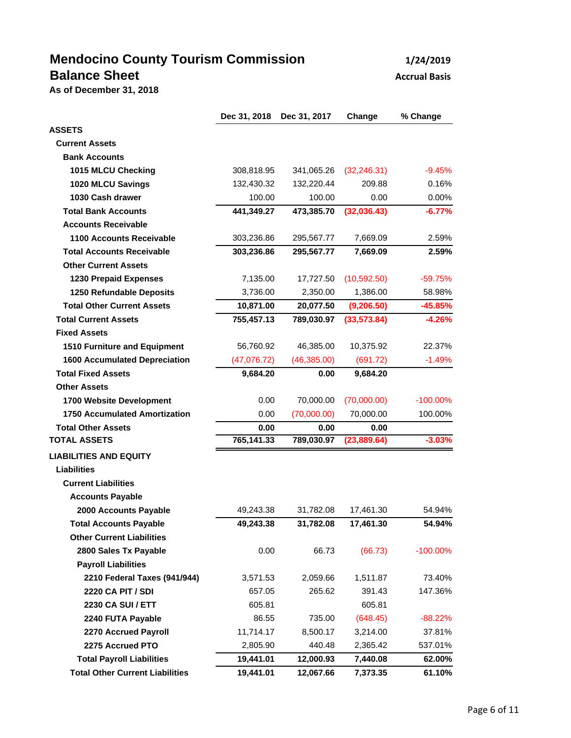# Mendocino County Tourism Commission

## Balance Sheet

**As of December 31, 2018**

**1/24/2019**

**Accrual Basis**

| | Dec 31, 2018 | Dec 31, 2017 | Change | % Change |
|---|---|---|---|---|
| **ASSETS** | | | | |
| **Current Assets** | | | | |
| **Bank Accounts** | | | | |
| **1015 MLCU Checking** | 308,818.95 | 341,065.26 | (32,246.31) | -9.45% |
| **1020 MLCU Savings** | 132,430.32 | 132,220.44 | 209.88 | 0.16% |
| **1030 Cash drawer** | 100.00 | 100.00 | 0.00 | 0.00% |
| **Total Bank Accounts** | **441,349.27** | **473,385.70** | **(32,036.43)** | **-6.77%** |
| **Accounts Receivable** | | | | |
| **1100 Accounts Receivable** | 303,236.86 | 295,567.77 | 7,669.09 | 2.59% |
| **Total Accounts Receivable** | **303,236.86** | **295,567.77** | **7,669.09** | **2.59%** |
| **Other Current Assets** | | | | |
| **1230 Prepaid Expenses** | 7,135.00 | 17,727.50 | (10,592.50) | -59.75% |
| **1250 Refundable Deposits** | 3,736.00 | 2,350.00 | 1,386.00 | 58.98% |
| **Total Other Current Assets** | **10,871.00** | **20,077.50** | **(9,206.50)** | **-45.85%** |
| **Total Current Assets** | **755,457.13** | **789,030.97** | **(33,573.84)** | **-4.26%** |
| **Fixed Assets** | | | | |
| **1510 Furniture and Equipment** | 56,760.92 | 46,385.00 | 10,375.92 | 22.37% |
| **1600 Accumulated Depreciation** | (47,076.72) | (46,385.00) | (691.72) | -1.49% |
| **Total Fixed Assets** | **9,684.20** | **0.00** | **9,684.20** | |
| **Other Assets** | | | | |
| **1700 Website Development** | 0.00 | 70,000.00 | (70,000.00) | -100.00% |
| **1750 Accumulated Amortization** | 0.00 | (70,000.00) | 70,000.00 | 100.00% |
| **Total Other Assets** | **0.00** | **0.00** | **0.00** | |
| **TOTAL ASSETS** | **765,141.33** | **789,030.97** | **(23,889.64)** | **-3.03%** |
| **LIABILITIES AND EQUITY** | | | | |
| **Liabilities** | | | | |
| **Current Liabilities** | | | | |
| **Accounts Payable** | | | | |
| **2000 Accounts Payable** | 49,243.38 | 31,782.08 | 17,461.30 | 54.94% |
| **Total Accounts Payable** | **49,243.38** | **31,782.08** | **17,461.30** | **54.94%** |
| **Other Current Liabilities** | | | | |
| **2800 Sales Tx Payable** | 0.00 | 66.73 | (66.73) | -100.00% |
| **Payroll Liabilities** | | | | |
| **2210 Federal Taxes (941/944)** | 3,571.53 | 2,059.66 | 1,511.87 | 73.40% |
| **2220 CA PIT / SDI** | 657.05 | 265.62 | 391.43 | 147.36% |
| **2230 CA SUI / ETT** | 605.81 | | 605.81 | |
| **2240 FUTA Payable** | 86.55 | 735.00 | (648.45) | -88.22% |
| **2270 Accrued Payroll** | 11,714.17 | 8,500.17 | 3,214.00 | 37.81% |
| **2275 Accrued PTO** | 2,805.90 | 440.48 | 2,365.42 | 537.01% |
| **Total Payroll Liabilities** | **19,441.01** | **12,000.93** | **7,440.08** | **62.00%** |
| **Total Other Current Liabilities** | **19,441.01** | **12,067.66** | **7,373.35** | **61.10%** |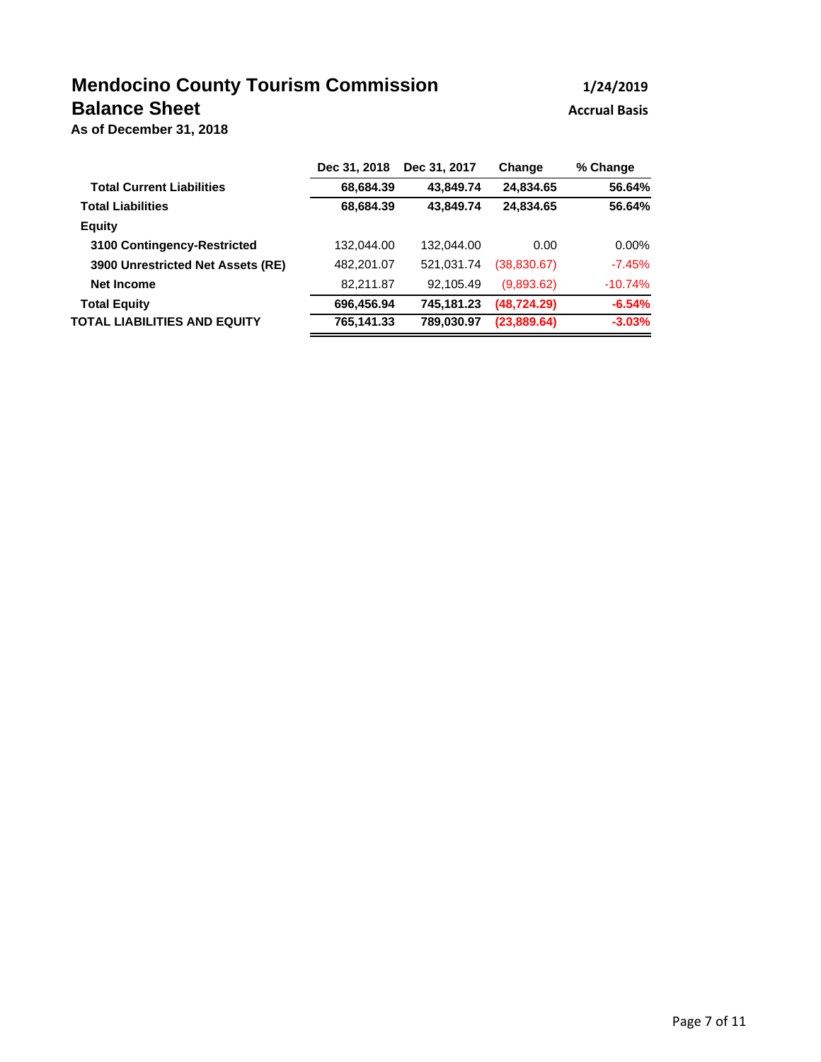# Mendocino County Tourism Commission

## Balance Sheet

**As of December 31, 2018**

1/24/2019

Accrual Basis

| | Dec 31, 2018 | Dec 31, 2017 | Change | % Change |
|---|---|---|---|---|
| **Total Current Liabilities** | **68,684.39** | **43,849.74** | **24,834.65** | **56.64%** |
| **Total Liabilities** | **68,684.39** | **43,849.74** | **24,834.65** | **56.64%** |
| **Equity** | | | | |
| **3100 Contingency-Restricted** | 132,044.00 | 132,044.00 | 0.00 | 0.00% |
| **3900 Unrestricted Net Assets (RE)** | 482,201.07 | 521,031.74 | (38,830.67) | -7.45% |
| **Net Income** | 82,211.87 | 92,105.49 | (9,893.62) | -10.74% |
| **Total Equity** | **696,456.94** | **745,181.23** | **(48,724.29)** | **-6.54%** |
| **TOTAL LIABILITIES AND EQUITY** | **765,141.33** | **789,030.97** | **(23,889.64)** | **-3.03%** |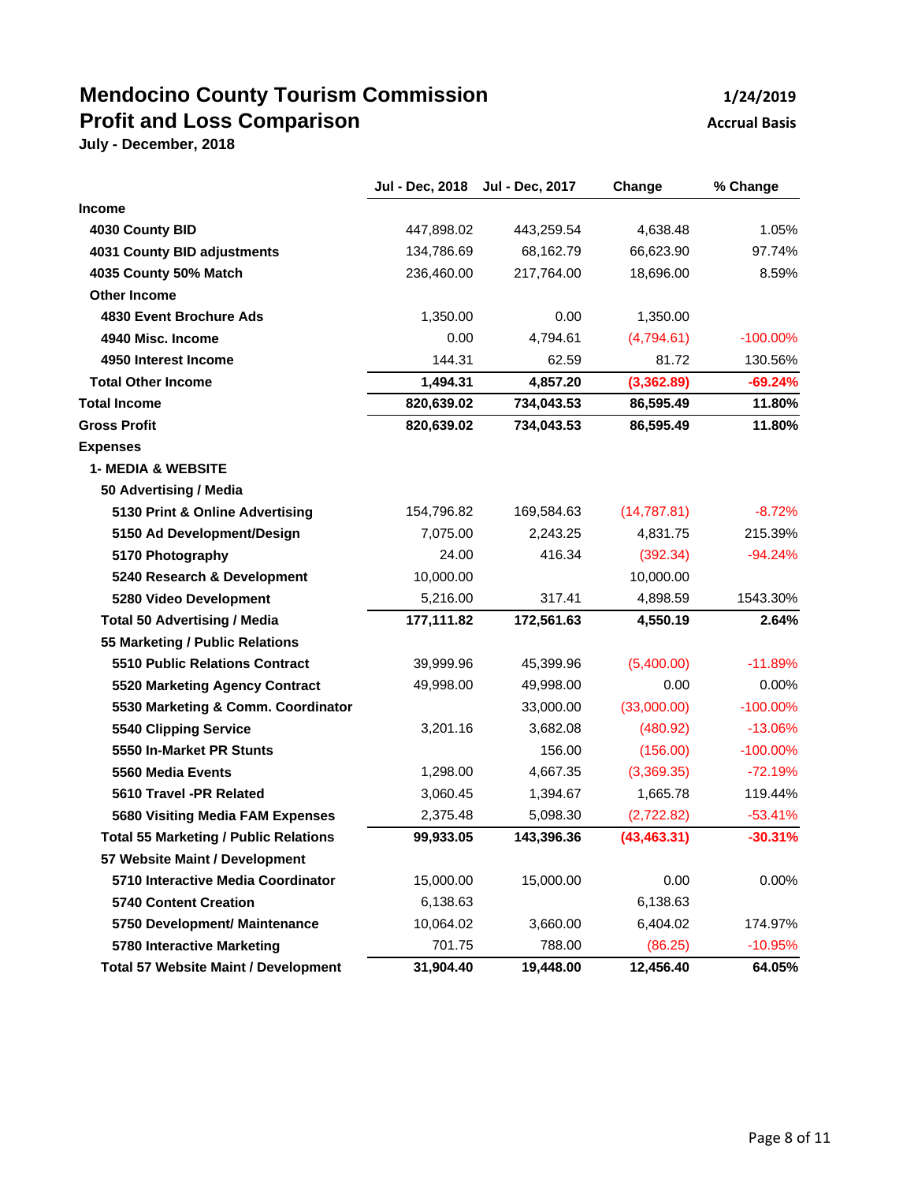# Mendocino County Tourism Commission
## Profit and Loss Comparison

**July - December, 2018**

**1/24/2019**
**Accrual Basis**

| | Jul - Dec, 2018 | Jul - Dec, 2017 | Change | % Change |
|---|---|---|---|---|
| **Income** | | | | |
| **4030 County BID** | 447,898.02 | 443,259.54 | 4,638.48 | 1.05% |
| **4031 County BID adjustments** | 134,786.69 | 68,162.79 | 66,623.90 | 97.74% |
| **4035 County 50% Match** | 236,460.00 | 217,764.00 | 18,696.00 | 8.59% |
| **Other Income** | | | | |
| **4830 Event Brochure Ads** | 1,350.00 | 0.00 | 1,350.00 | |
| **4940 Misc. Income** | 0.00 | 4,794.61 | (4,794.61) | -100.00% |
| **4950 Interest Income** | 144.31 | 62.59 | 81.72 | 130.56% |
| **Total Other Income** | **1,494.31** | **4,857.20** | **(3,362.89)** | **-69.24%** |
| **Total Income** | **820,639.02** | **734,043.53** | **86,595.49** | **11.80%** |
| **Gross Profit** | **820,639.02** | **734,043.53** | **86,595.49** | **11.80%** |
| **Expenses** | | | | |
| **1- MEDIA & WEBSITE** | | | | |
| **50 Advertising / Media** | | | | |
| **5130 Print & Online Advertising** | 154,796.82 | 169,584.63 | (14,787.81) | -8.72% |
| **5150 Ad Development/Design** | 7,075.00 | 2,243.25 | 4,831.75 | 215.39% |
| **5170 Photography** | 24.00 | 416.34 | (392.34) | -94.24% |
| **5240 Research & Development** | 10,000.00 | | 10,000.00 | |
| **5280 Video Development** | 5,216.00 | 317.41 | 4,898.59 | 1543.30% |
| **Total 50 Advertising / Media** | **177,111.82** | **172,561.63** | **4,550.19** | **2.64%** |
| **55 Marketing / Public Relations** | | | | |
| **5510 Public Relations Contract** | 39,999.96 | 45,399.96 | (5,400.00) | -11.89% |
| **5520 Marketing Agency Contract** | 49,998.00 | 49,998.00 | 0.00 | 0.00% |
| **5530 Marketing & Comm. Coordinator** | | 33,000.00 | (33,000.00) | -100.00% |
| **5540 Clipping Service** | 3,201.16 | 3,682.08 | (480.92) | -13.06% |
| **5550 In-Market PR Stunts** | | 156.00 | (156.00) | -100.00% |
| **5560 Media Events** | 1,298.00 | 4,667.35 | (3,369.35) | -72.19% |
| **5610 Travel -PR Related** | 3,060.45 | 1,394.67 | 1,665.78 | 119.44% |
| **5680 Visiting Media FAM Expenses** | 2,375.48 | 5,098.30 | (2,722.82) | -53.41% |
| **Total 55 Marketing / Public Relations** | **99,933.05** | **143,396.36** | **(43,463.31)** | **-30.31%** |
| **57 Website Maint / Development** | | | | |
| **5710 Interactive Media Coordinator** | 15,000.00 | 15,000.00 | 0.00 | 0.00% |
| **5740 Content Creation** | 6,138.63 | | 6,138.63 | |
| **5750 Development/ Maintenance** | 10,064.02 | 3,660.00 | 6,404.02 | 174.97% |
| **5780 Interactive Marketing** | 701.75 | 788.00 | (86.25) | -10.95% |
| **Total 57 Website Maint / Development** | **31,904.40** | **19,448.00** | **12,456.40** | **64.05%** |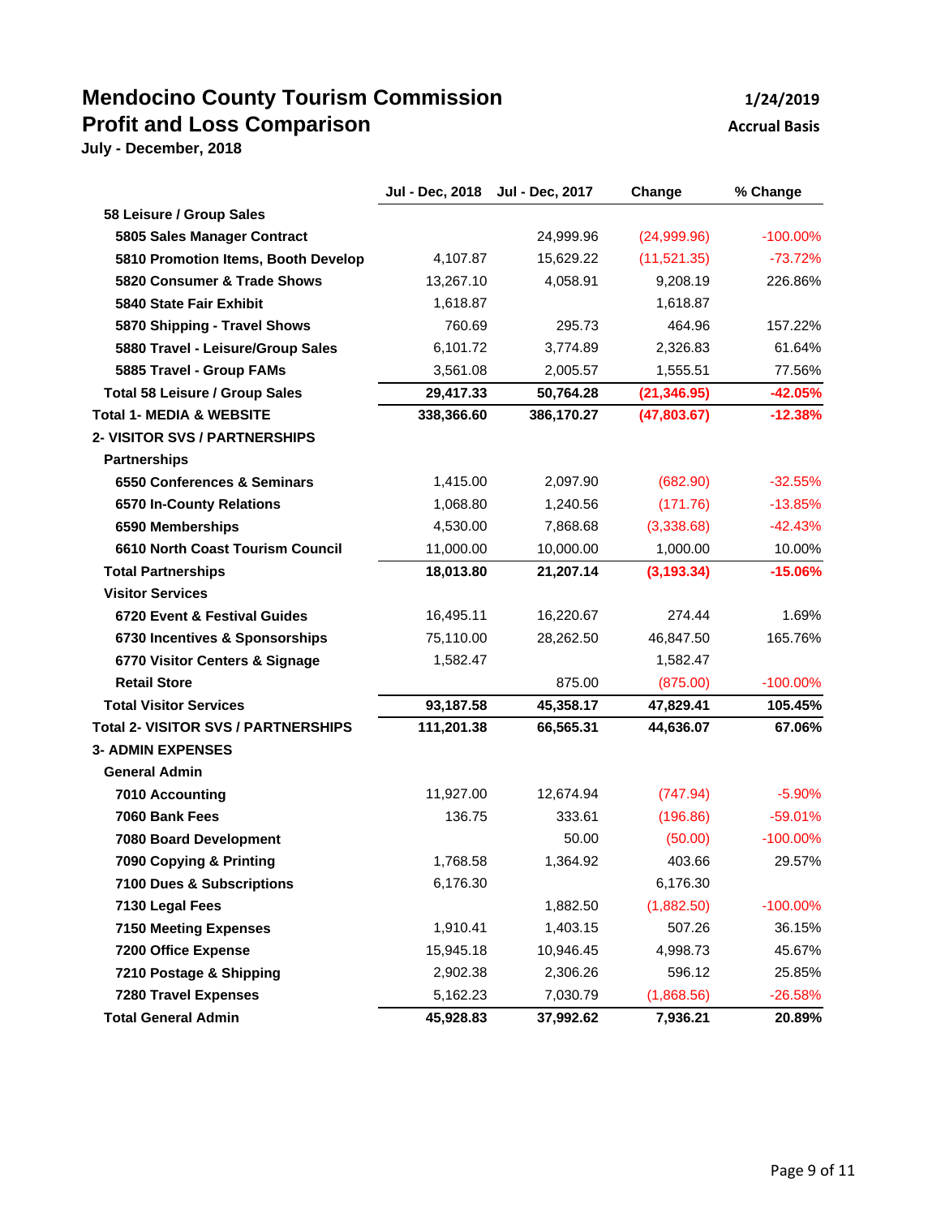# Mendocino County Tourism Commission

## Profit and Loss Comparison

**July - December, 2018**

**1/24/2019**

**Accrual Basis**

| | Jul - Dec, 2018 | Jul - Dec, 2017 | Change | % Change |
|---|---|---|---|---|
| **58 Leisure / Group Sales** | | | | |
| **5805 Sales Manager Contract** | | 24,999.96 | (24,999.96) | -100.00% |
| **5810 Promotion Items, Booth Develop** | 4,107.87 | 15,629.22 | (11,521.35) | -73.72% |
| **5820 Consumer & Trade Shows** | 13,267.10 | 4,058.91 | 9,208.19 | 226.86% |
| **5840 State Fair Exhibit** | 1,618.87 | | 1,618.87 | |
| **5870 Shipping - Travel Shows** | 760.69 | 295.73 | 464.96 | 157.22% |
| **5880 Travel - Leisure/Group Sales** | 6,101.72 | 3,774.89 | 2,326.83 | 61.64% |
| **5885 Travel - Group FAMs** | 3,561.08 | 2,005.57 | 1,555.51 | 77.56% |
| **Total 58 Leisure / Group Sales** | **29,417.33** | **50,764.28** | **(21,346.95)** | **-42.05%** |
| **Total 1- MEDIA & WEBSITE** | **338,366.60** | **386,170.27** | **(47,803.67)** | **-12.38%** |
| **2- VISITOR SVS / PARTNERSHIPS** | | | | |
| **Partnerships** | | | | |
| **6550 Conferences & Seminars** | 1,415.00 | 2,097.90 | (682.90) | -32.55% |
| **6570 In-County Relations** | 1,068.80 | 1,240.56 | (171.76) | -13.85% |
| **6590 Memberships** | 4,530.00 | 7,868.68 | (3,338.68) | -42.43% |
| **6610 North Coast Tourism Council** | 11,000.00 | 10,000.00 | 1,000.00 | 10.00% |
| **Total Partnerships** | **18,013.80** | **21,207.14** | **(3,193.34)** | **-15.06%** |
| **Visitor Services** | | | | |
| **6720 Event & Festival Guides** | 16,495.11 | 16,220.67 | 274.44 | 1.69% |
| **6730 Incentives & Sponsorships** | 75,110.00 | 28,262.50 | 46,847.50 | 165.76% |
| **6770 Visitor Centers & Signage** | 1,582.47 | | 1,582.47 | |
| **Retail Store** | | 875.00 | (875.00) | -100.00% |
| **Total Visitor Services** | **93,187.58** | **45,358.17** | **47,829.41** | **105.45%** |
| **Total 2- VISITOR SVS / PARTNERSHIPS** | **111,201.38** | **66,565.31** | **44,636.07** | **67.06%** |
| **3- ADMIN EXPENSES** | | | | |
| **General Admin** | | | | |
| **7010 Accounting** | 11,927.00 | 12,674.94 | (747.94) | -5.90% |
| **7060 Bank Fees** | 136.75 | 333.61 | (196.86) | -59.01% |
| **7080 Board Development** | | 50.00 | (50.00) | -100.00% |
| **7090 Copying & Printing** | 1,768.58 | 1,364.92 | 403.66 | 29.57% |
| **7100 Dues & Subscriptions** | 6,176.30 | | 6,176.30 | |
| **7130 Legal Fees** | | 1,882.50 | (1,882.50) | -100.00% |
| **7150 Meeting Expenses** | 1,910.41 | 1,403.15 | 507.26 | 36.15% |
| **7200 Office Expense** | 15,945.18 | 10,946.45 | 4,998.73 | 45.67% |
| **7210 Postage & Shipping** | 2,902.38 | 2,306.26 | 596.12 | 25.85% |
| **7280 Travel Expenses** | 5,162.23 | 7,030.79 | (1,868.56) | -26.58% |
| **Total General Admin** | **45,928.83** | **37,992.62** | **7,936.21** | **20.89%** |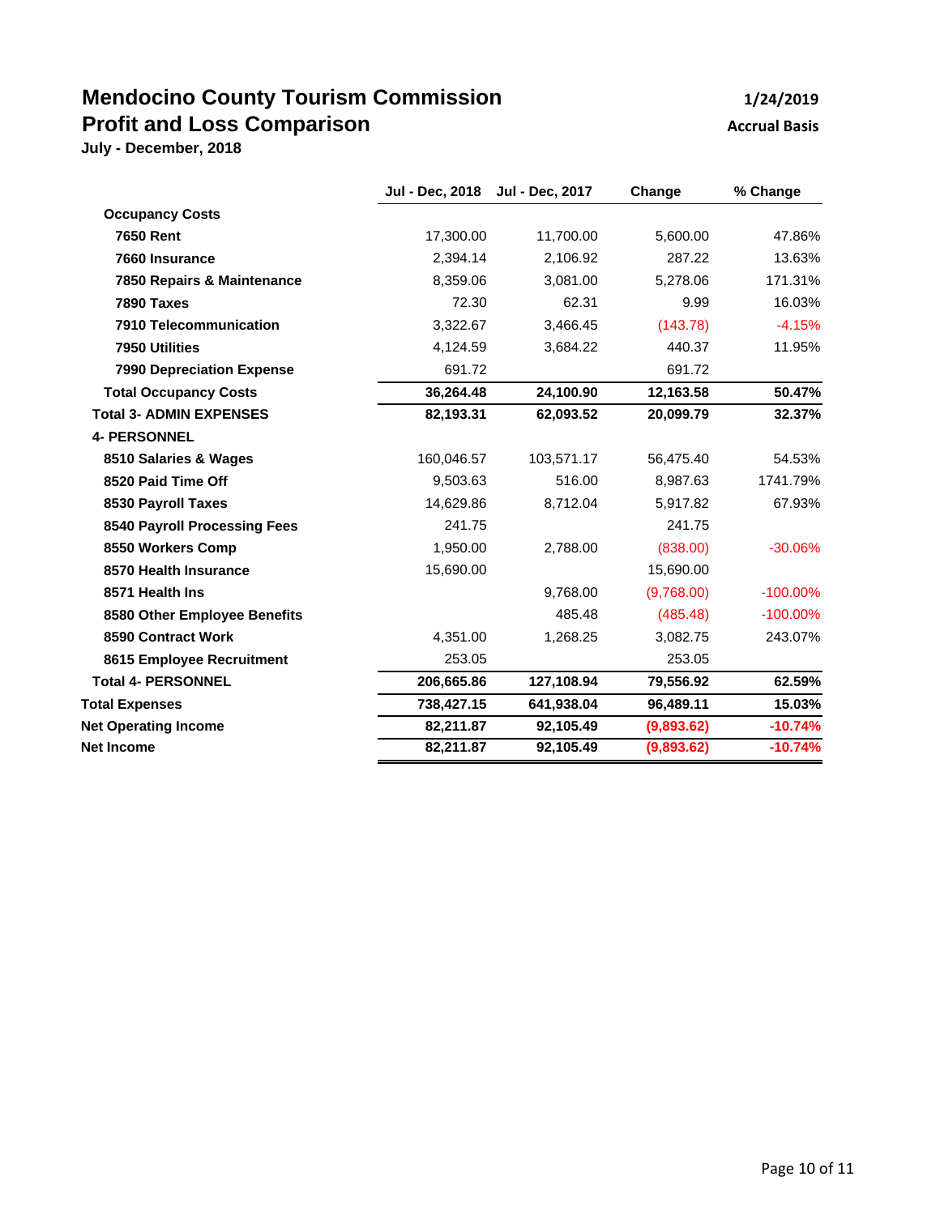# Mendocino County Tourism Commission

**1/24/2019**

## Profit and Loss Comparison

**Accrual Basis**

**July - December, 2018**

| | Jul - Dec, 2018 | Jul - Dec, 2017 | Change | % Change |
|---|---|---|---|---|
| **Occupancy Costs** | | | | |
| **7650 Rent** | 17,300.00 | 11,700.00 | 5,600.00 | 47.86% |
| **7660 Insurance** | 2,394.14 | 2,106.92 | 287.22 | 13.63% |
| **7850 Repairs & Maintenance** | 8,359.06 | 3,081.00 | 5,278.06 | 171.31% |
| **7890 Taxes** | 72.30 | 62.31 | 9.99 | 16.03% |
| **7910 Telecommunication** | 3,322.67 | 3,466.45 | (143.78) | -4.15% |
| **7950 Utilities** | 4,124.59 | 3,684.22 | 440.37 | 11.95% |
| **7990 Depreciation Expense** | 691.72 | | 691.72 | |
| **Total Occupancy Costs** | **36,264.48** | **24,100.90** | **12,163.58** | **50.47%** |
| **Total 3- ADMIN EXPENSES** | **82,193.31** | **62,093.52** | **20,099.79** | **32.37%** |
| **4- PERSONNEL** | | | | |
| **8510 Salaries & Wages** | 160,046.57 | 103,571.17 | 56,475.40 | 54.53% |
| **8520 Paid Time Off** | 9,503.63 | 516.00 | 8,987.63 | 1741.79% |
| **8530 Payroll Taxes** | 14,629.86 | 8,712.04 | 5,917.82 | 67.93% |
| **8540 Payroll Processing Fees** | 241.75 | | 241.75 | |
| **8550 Workers Comp** | 1,950.00 | 2,788.00 | (838.00) | -30.06% |
| **8570 Health Insurance** | 15,690.00 | | 15,690.00 | |
| **8571 Health Ins** | | 9,768.00 | (9,768.00) | -100.00% |
| **8580 Other Employee Benefits** | | 485.48 | (485.48) | -100.00% |
| **8590 Contract Work** | 4,351.00 | 1,268.25 | 3,082.75 | 243.07% |
| **8615 Employee Recruitment** | 253.05 | | 253.05 | |
| **Total 4- PERSONNEL** | **206,665.86** | **127,108.94** | **79,556.92** | **62.59%** |
| **Total Expenses** | **738,427.15** | **641,938.04** | **96,489.11** | **15.03%** |
| **Net Operating Income** | **82,211.87** | **92,105.49** | **(9,893.62)** | **-10.74%** |
| **Net Income** | **82,211.87** | **92,105.49** | **(9,893.62)** | **-10.74%** |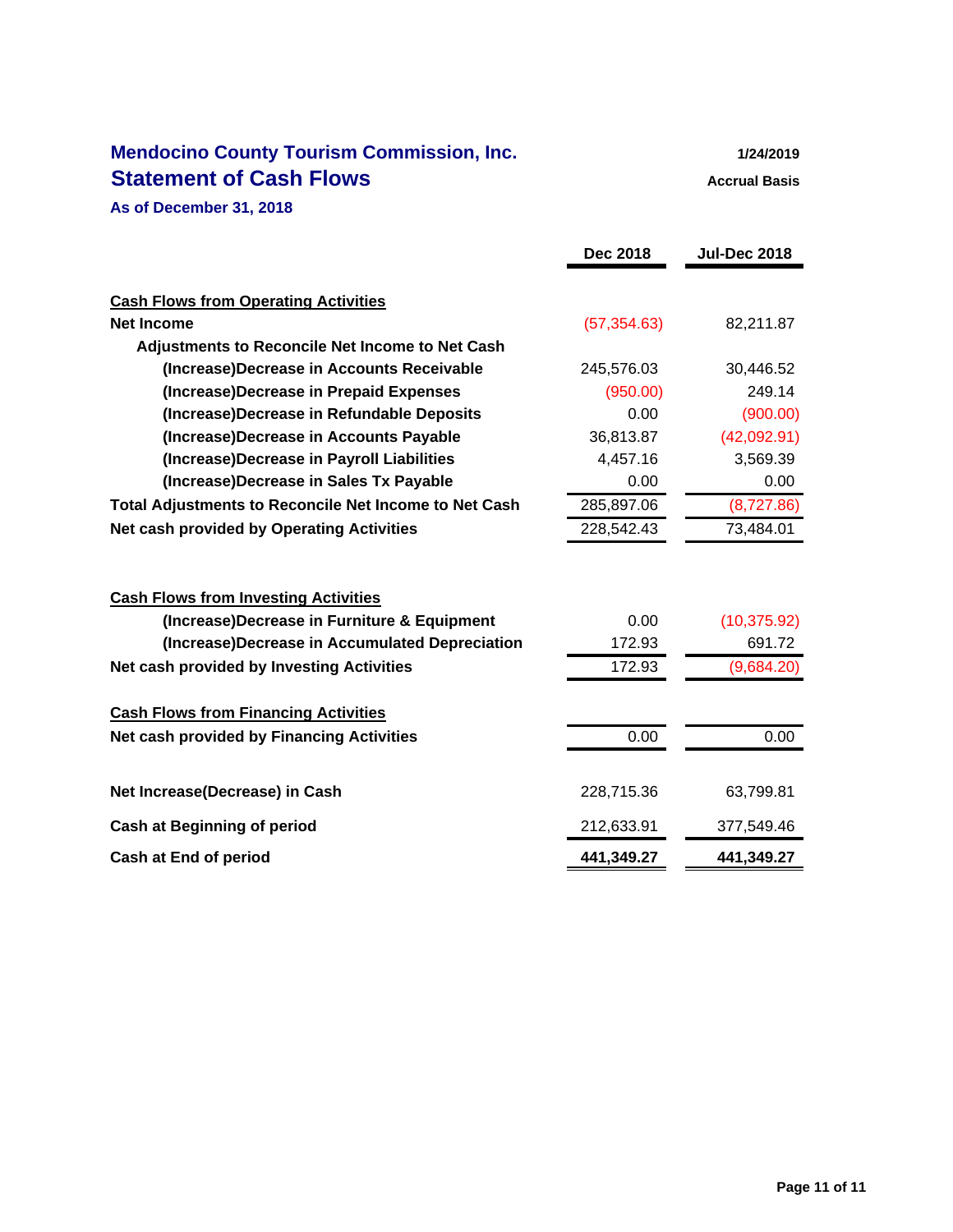# Mendocino County Tourism Commission, Inc.

## Statement of Cash Flows

**As of December 31, 2018**

**1/24/2019**

**Accrual Basis**

| | Dec 2018 | Jul-Dec 2018 |
|---|---|---|
| **Cash Flows from Operating Activities** | | |
| **Net Income** | (57,354.63) | 82,211.87 |
| **Adjustments to Reconcile Net Income to Net Cash** | | |
| **(Increase)Decrease in Accounts Receivable** | 245,576.03 | 30,446.52 |
| **(Increase)Decrease in Prepaid Expenses** | (950.00) | 249.14 |
| **(Increase)Decrease in Refundable Deposits** | 0.00 | (900.00) |
| **(Increase)Decrease in Accounts Payable** | 36,813.87 | (42,092.91) |
| **(Increase)Decrease in Payroll Liabilities** | 4,457.16 | 3,569.39 |
| **(Increase)Decrease in Sales Tx Payable** | 0.00 | 0.00 |
| **Total Adjustments to Reconcile Net Income to Net Cash** | 285,897.06 | (8,727.86) |
| **Net cash provided by Operating Activities** | 228,542.43 | 73,484.01 |
| **Cash Flows from Investing Activities** | | |
| **(Increase)Decrease in Furniture & Equipment** | 0.00 | (10,375.92) |
| **(Increase)Decrease in Accumulated Depreciation** | 172.93 | 691.72 |
| **Net cash provided by Investing Activities** | 172.93 | (9,684.20) |
| **Cash Flows from Financing Activities** | | |
| **Net cash provided by Financing Activities** | 0.00 | 0.00 |
| **Net Increase(Decrease) in Cash** | 228,715.36 | 63,799.81 |
| **Cash at Beginning of period** | 212,633.91 | 377,549.46 |
| **Cash at End of period** | **441,349.27** | **441,349.27** |